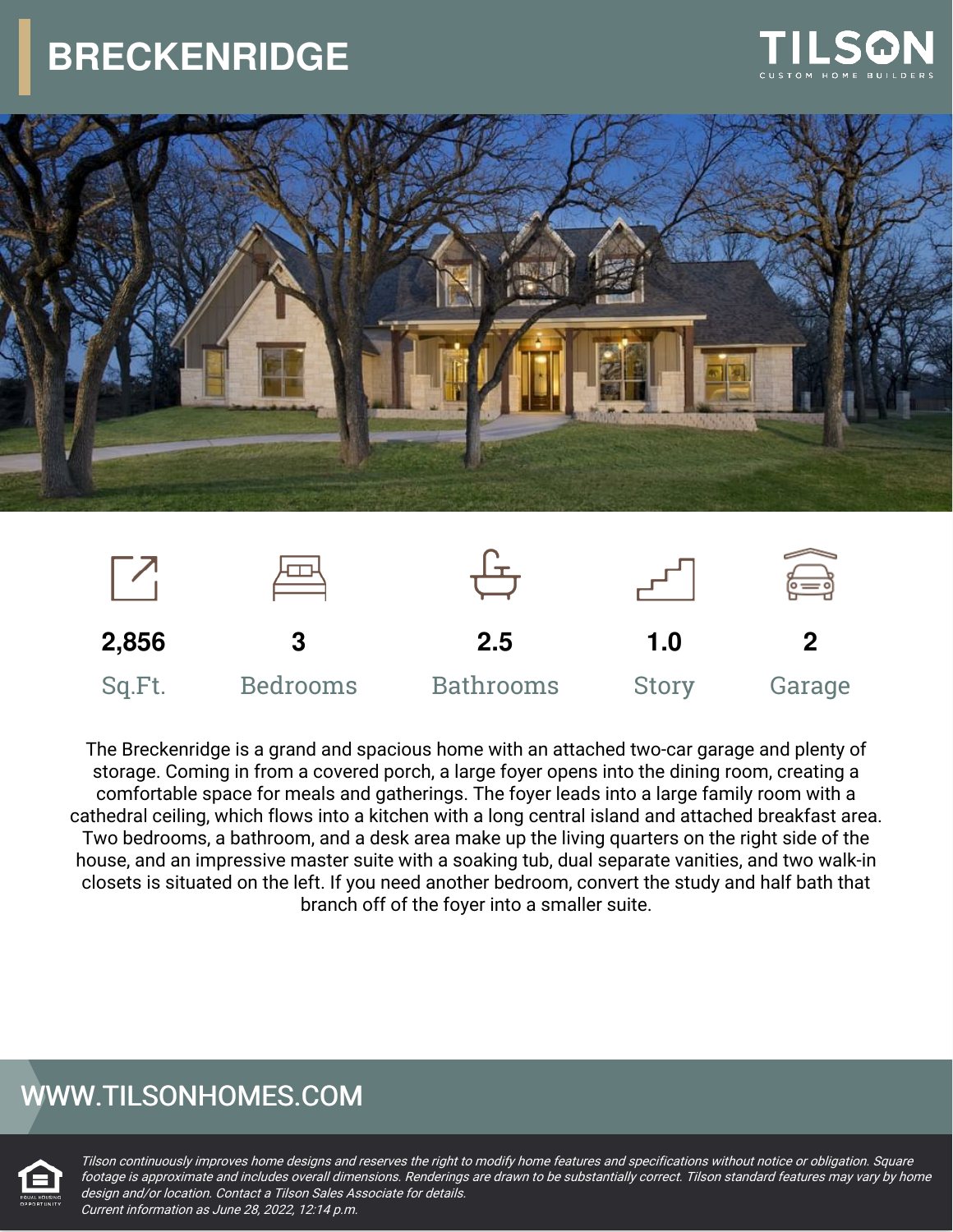# BRECKENRIDGE

TILSON
CUSTOM HOME BUILDERS

| 2,856 | 3 | 2.5 | 1.0 | 2 |
| --- | --- | --- | --- | --- |
| Sq.Ft. | Bedrooms | Bathrooms | Story | Garage |

The Breckenridge is a grand and spacious home with an attached two-car garage and plenty of storage. Coming in from a covered porch, a large foyer opens into the dining room, creating a comfortable space for meals and gatherings. The foyer leads into a large family room with a cathedral ceiling, which flows into a kitchen with a long central island and attached breakfast area. Two bedrooms, a bathroom, and a desk area make up the living quarters on the right side of the house, and an impressive master suite with a soaking tub, dual separate vanities, and two walk-in closets is situated on the left. If you need another bedroom, convert the study and half bath that branch off of the foyer into a smaller suite.

## WWW.TILSONHOMES.COM

*Tilson continuously improves home designs and reserves the right to modify home features and specifications without notice or obligation. Square footage is approximate and includes overall dimensions. Renderings are drawn to be substantially correct. Tilson standard features may vary by home design and/or location. Contact a Tilson Sales Associate for details.*
*Current information as June 28, 2022, 12:14 p.m.*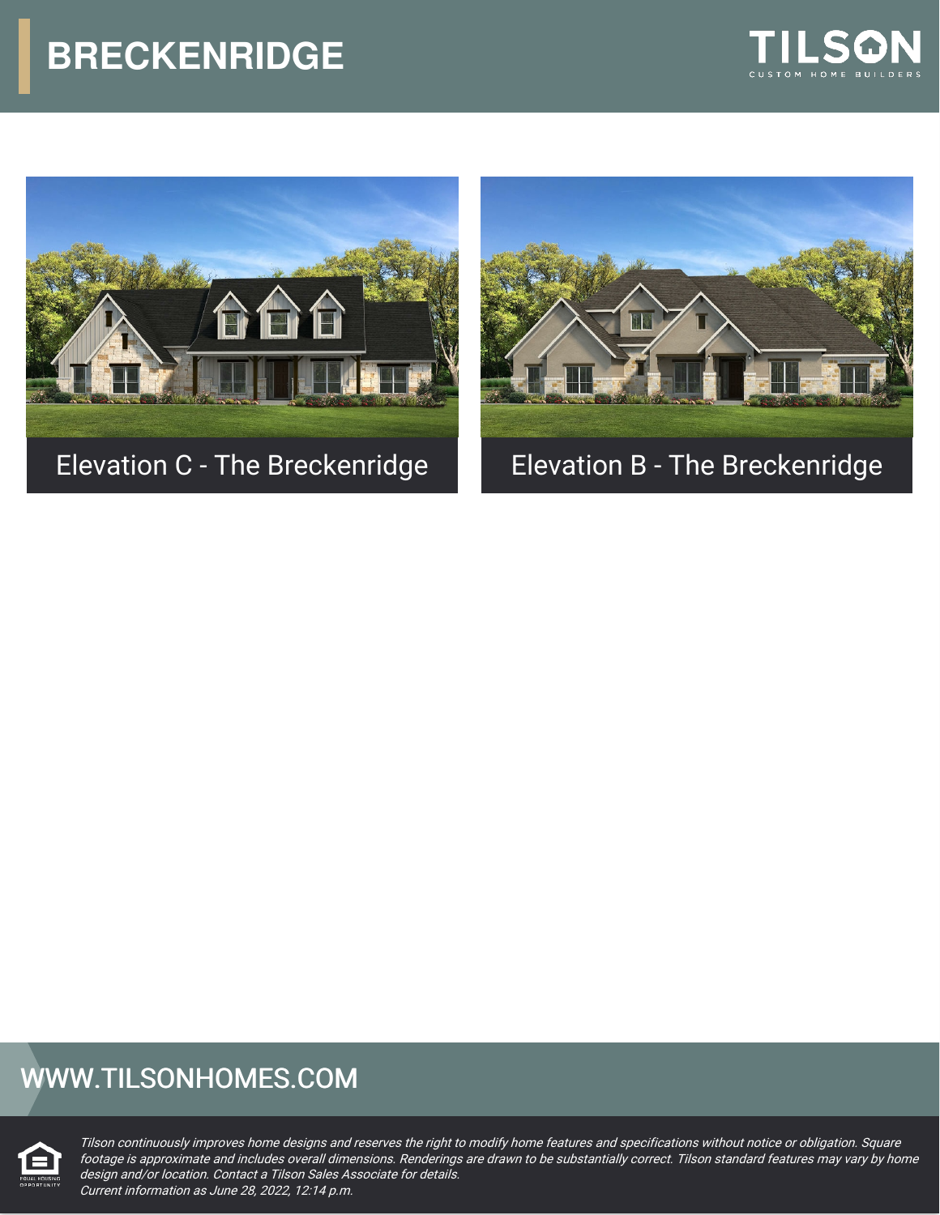# BRECKENRIDGE

TILSON
CUSTOM HOME BUILDERS

Elevation C - The Breckenridge

Elevation B - The Breckenridge

WWW.TILSONHOMES.COM

*Tilson continuously improves home designs and reserves the right to modify home features and specifications without notice or obligation. Square footage is approximate and includes overall dimensions. Renderings are drawn to be substantially correct. Tilson standard features may vary by home design and/or location. Contact a Tilson Sales Associate for details.*
*Current information as June 28, 2022, 12:14 p.m.*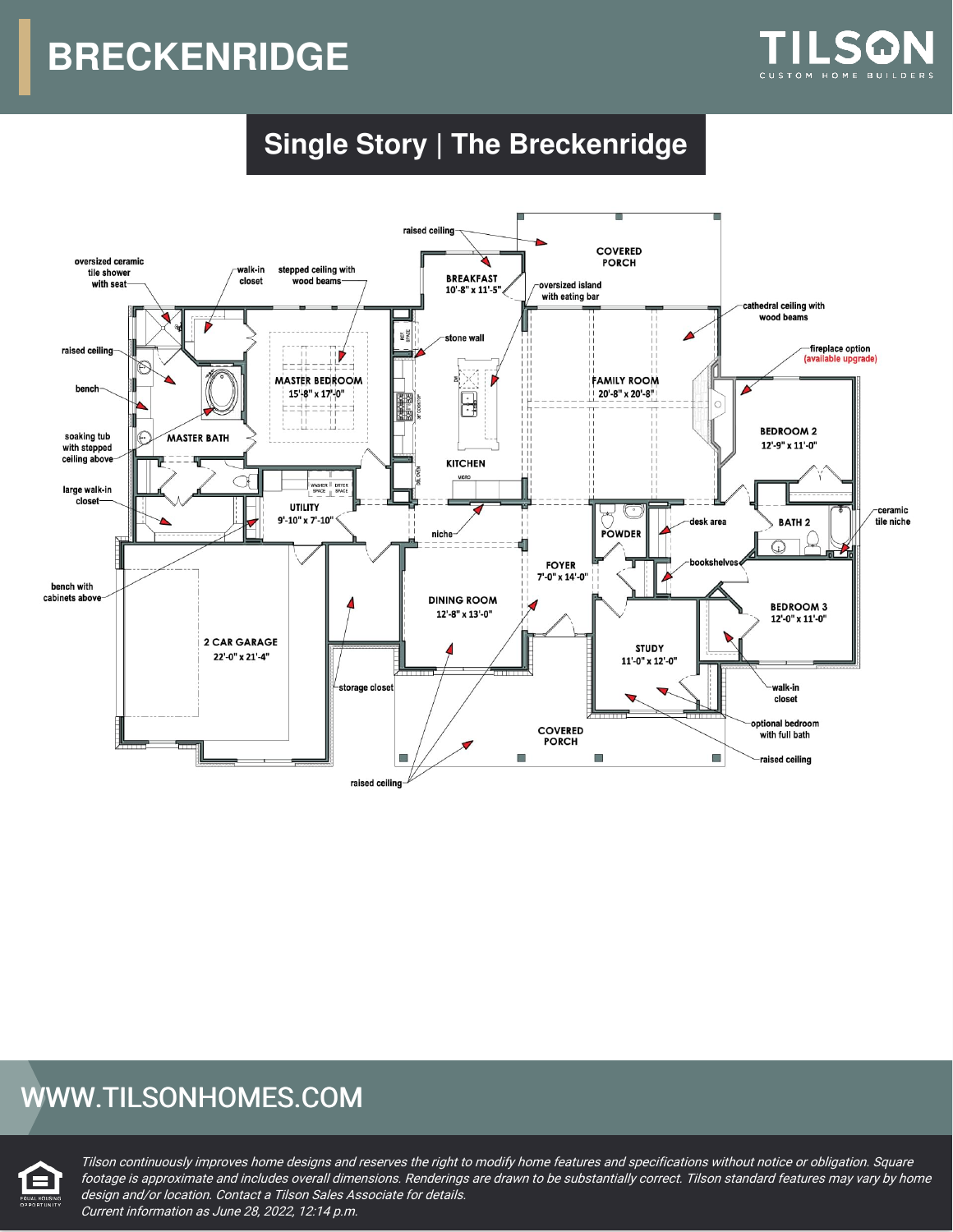# BRECKENRIDGE

TILSON
CUSTOM HOME BUILDERS

## Single Story | The Breckenridge

raised ceiling

BREAKFAST
10'-8" x 11'-5"

COVERED PORCH

oversized ceramic tile shower with seat

walk-in closet

stepped ceiling with wood beams

oversized island with eating bar

cathedral ceiling with wood beams

stone wall

raised ceiling

MASTER BEDROOM
15'-8" x 17'-0"

FAMILY ROOM
20'-8" x 20'-8"

fireplace option (available upgrade)

bench

BEDROOM 2
12'-9" x 11'-0"

soaking tub with stepped ceiling above

MASTER BATH

KITCHEN

large walk-in closet

UTILITY
9'-10" x 7'-10"

desk area

BATH 2

ceramic tile niche

niche

POWDER

bookshelves

bench with cabinets above

FOYER
7'-0" x 14'-0"

DINING ROOM
12'-8" x 13'-0"

BEDROOM 3
12'-0" x 11'-0"

2 CAR GARAGE
22'-0" x 21'-4"

STUDY
11'-0" x 12'-0"

storage closet

walk-in closet

COVERED PORCH

optional bedroom with full bath

raised ceiling

raised ceiling

WWW.TILSONHOMES.COM

*Tilson continuously improves home designs and reserves the right to modify home features and specifications without notice or obligation. Square footage is approximate and includes overall dimensions. Renderings are drawn to be substantially correct. Tilson standard features may vary by home design and/or location. Contact a Tilson Sales Associate for details.*
*Current information as June 28, 2022, 12:14 p.m.*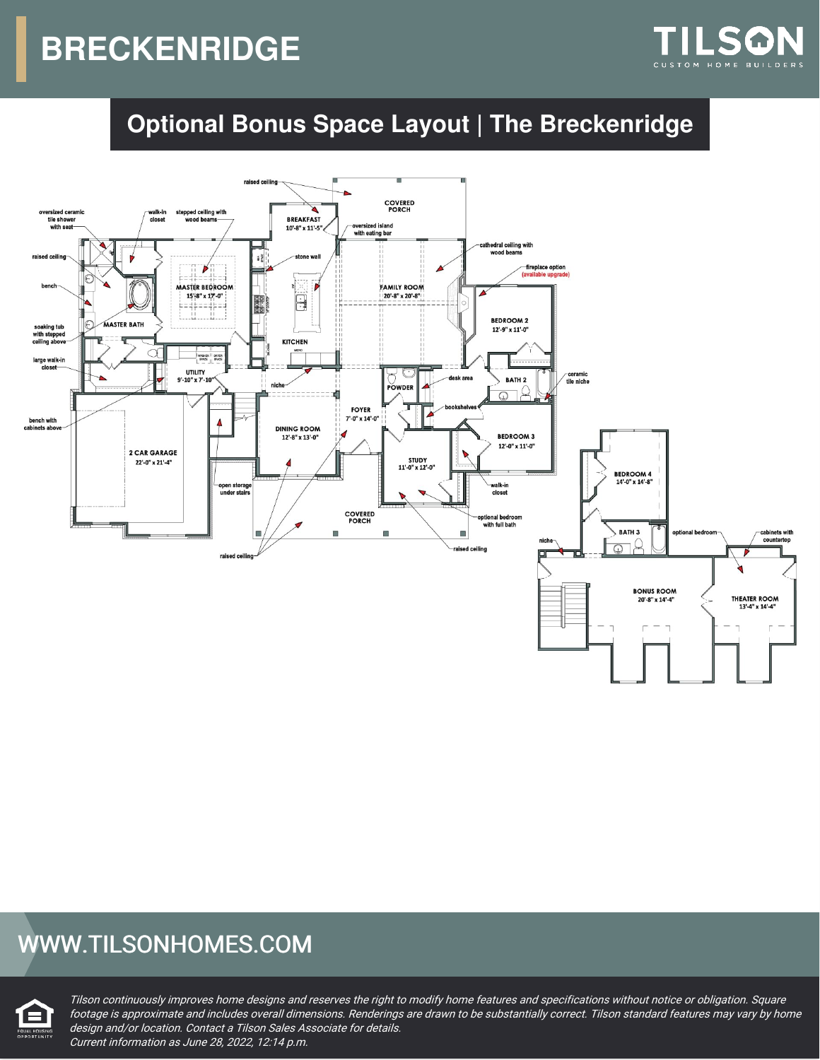# BRECKENRIDGE

TILSON
CUSTOM HOME BUILDERS

## Optional Bonus Space Layout | The Breckenridge

raised ceiling

COVERED PORCH

oversized ceramic tile shower with seat

walk-in closet

stepped ceiling with wood beams

BREAKFAST
10'-8" x 11'-5"

oversized island with eating bar

cathedral ceiling with wood beams

raised ceiling

stone wall

fireplace option (available upgrade)

bench

MASTER BEDROOM
15'-8" x 17'-0"

FAMILY ROOM
20'-8" x 20'-8"

BEDROOM 2
12'-9" x 11'-0"

soaking tub with stepped ceiling above

MASTER BATH

KITCHEN

large walk-in closet

UTILITY
9'-10" x 7'-10"

niche

desk area

BATH 2

ceramic tile niche

POWDER

bench with cabinets above

FOYER
7'-0" x 14'-0"

bookshelves

DINING ROOM
12'-8" x 13'-0"

BEDROOM 3
12'-0" x 11'-0"

2 CAR GARAGE
22'-0" x 21'-4"

STUDY
11'-0" x 12'-0"

BEDROOM 4
14'-0" x 14'-8"

open storage under stairs

walk-in closet

COVERED PORCH

optional bedroom with full bath

BATH 3

optional bedroom

cabinets with countertop

niche

raised ceiling

raised ceiling

BONUS ROOM
20'-8" x 14'-4"

THEATER ROOM
13'-4" x 14'-4"

WWW.TILSONHOMES.COM

*Tilson continuously improves home designs and reserves the right to modify home features and specifications without notice or obligation. Square footage is approximate and includes overall dimensions. Renderings are drawn to be substantially correct. Tilson standard features may vary by home design and/or location. Contact a Tilson Sales Associate for details.*
*Current information as June 28, 2022, 12:14 p.m.*